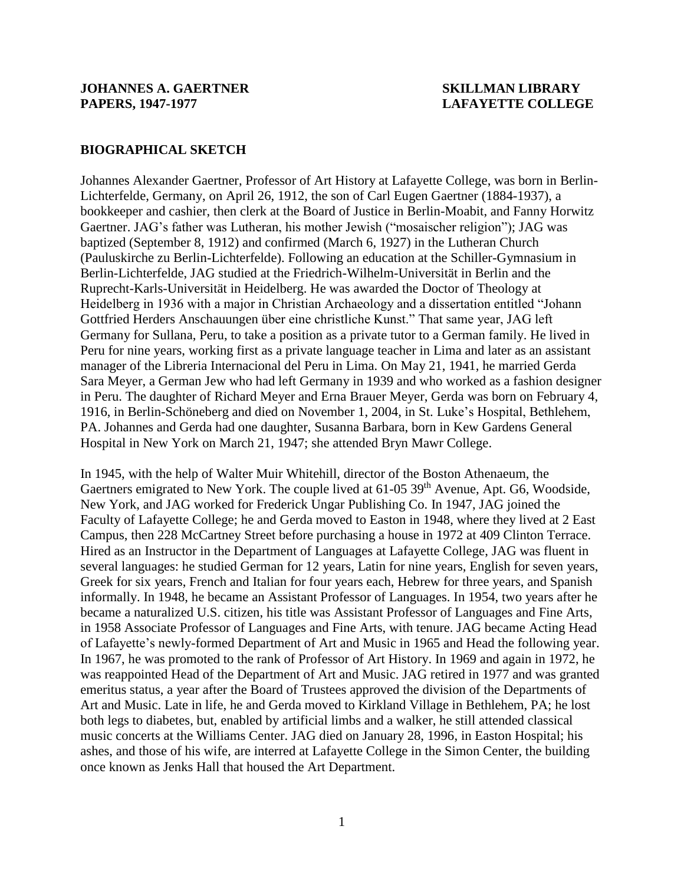**JOHANNES A. GAERTNER PAPERS, 1947-1977**

**SKILLMAN LIBRARY LAFAYETTE COLLEGE**

## BIOGRAPHICAL SKETCH

Johannes Alexander Gaertner, Professor of Art History at Lafayette College, was born in Berlin-Lichterfelde, Germany, on April 26, 1912, the son of Carl Eugen Gaertner (1884-1937), a bookkeeper and cashier, then clerk at the Board of Justice in Berlin-Moabit, and Fanny Horwitz Gaertner. JAG's father was Lutheran, his mother Jewish ("mosaischer religion"); JAG was baptized (September 8, 1912) and confirmed (March 6, 1927) in the Lutheran Church (Pauluskirche zu Berlin-Lichterfelde). Following an education at the Schiller-Gymnasium in Berlin-Lichterfelde, JAG studied at the Friedrich-Wilhelm-Universität in Berlin and the Ruprecht-Karls-Universität in Heidelberg. He was awarded the Doctor of Theology at Heidelberg in 1936 with a major in Christian Archaeology and a dissertation entitled "Johann Gottfried Herders Anschauungen über eine christliche Kunst." That same year, JAG left Germany for Sullana, Peru, to take a position as a private tutor to a German family. He lived in Peru for nine years, working first as a private language teacher in Lima and later as an assistant manager of the Libreria Internacional del Peru in Lima. On May 21, 1941, he married Gerda Sara Meyer, a German Jew who had left Germany in 1939 and who worked as a fashion designer in Peru. The daughter of Richard Meyer and Erna Brauer Meyer, Gerda was born on February 4, 1916, in Berlin-Schöneberg and died on November 1, 2004, in St. Luke's Hospital, Bethlehem, PA. Johannes and Gerda had one daughter, Susanna Barbara, born in Kew Gardens General Hospital in New York on March 21, 1947; she attended Bryn Mawr College.

In 1945, with the help of Walter Muir Whitehill, director of the Boston Athenaeum, the Gaertners emigrated to New York. The couple lived at 61-05 39th Avenue, Apt. G6, Woodside, New York, and JAG worked for Frederick Ungar Publishing Co. In 1947, JAG joined the Faculty of Lafayette College; he and Gerda moved to Easton in 1948, where they lived at 2 East Campus, then 228 McCartney Street before purchasing a house in 1972 at 409 Clinton Terrace. Hired as an Instructor in the Department of Languages at Lafayette College, JAG was fluent in several languages: he studied German for 12 years, Latin for nine years, English for seven years, Greek for six years, French and Italian for four years each, Hebrew for three years, and Spanish informally. In 1948, he became an Assistant Professor of Languages. In 1954, two years after he became a naturalized U.S. citizen, his title was Assistant Professor of Languages and Fine Arts, in 1958 Associate Professor of Languages and Fine Arts, with tenure. JAG became Acting Head of Lafayette's newly-formed Department of Art and Music in 1965 and Head the following year. In 1967, he was promoted to the rank of Professor of Art History. In 1969 and again in 1972, he was reappointed Head of the Department of Art and Music. JAG retired in 1977 and was granted emeritus status, a year after the Board of Trustees approved the division of the Departments of Art and Music. Late in life, he and Gerda moved to Kirkland Village in Bethlehem, PA; he lost both legs to diabetes, but, enabled by artificial limbs and a walker, he still attended classical music concerts at the Williams Center. JAG died on January 28, 1996, in Easton Hospital; his ashes, and those of his wife, are interred at Lafayette College in the Simon Center, the building once known as Jenks Hall that housed the Art Department.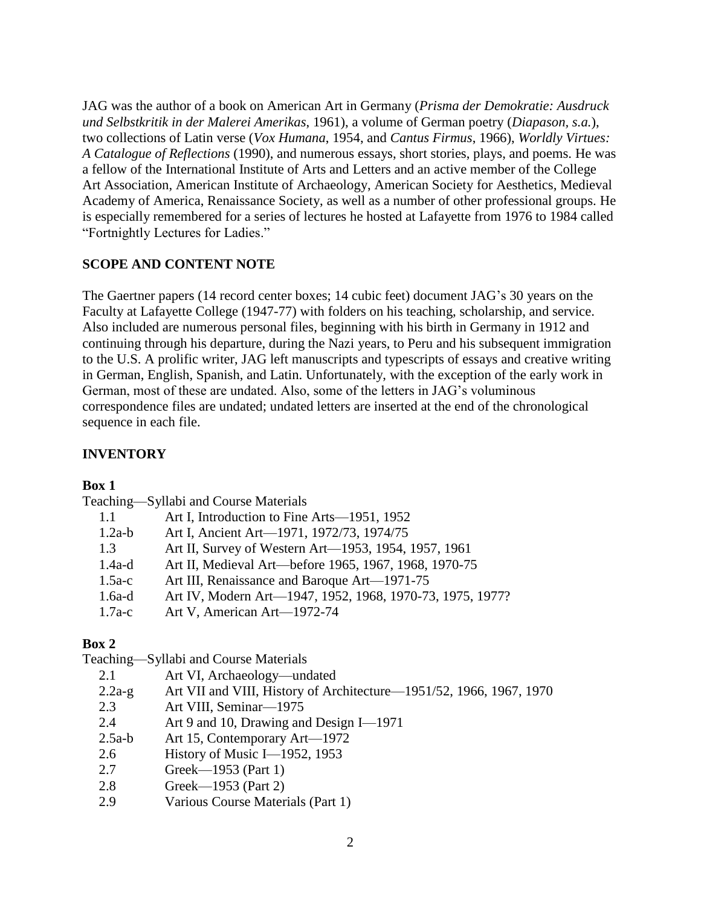JAG was the author of a book on American Art in Germany (*Prisma der Demokratie: Ausdruck und Selbstkritik in der Malerei Amerikas*, 1961), a volume of German poetry (*Diapason, s.a.*), two collections of Latin verse (*Vox Humana*, 1954, and *Cantus Firmus*, 1966), *Worldly Virtues: A Catalogue of Reflections* (1990), and numerous essays, short stories, plays, and poems. He was a fellow of the International Institute of Arts and Letters and an active member of the College Art Association, American Institute of Archaeology, American Society for Aesthetics, Medieval Academy of America, Renaissance Society, as well as a number of other professional groups. He is especially remembered for a series of lectures he hosted at Lafayette from 1976 to 1984 called "Fortnightly Lectures for Ladies."

## SCOPE AND CONTENT NOTE

The Gaertner papers (14 record center boxes; 14 cubic feet) document JAG's 30 years on the Faculty at Lafayette College (1947-77) with folders on his teaching, scholarship, and service. Also included are numerous personal files, beginning with his birth in Germany in 1912 and continuing through his departure, during the Nazi years, to Peru and his subsequent immigration to the U.S. A prolific writer, JAG left manuscripts and typescripts of essays and creative writing in German, English, Spanish, and Latin. Unfortunately, with the exception of the early work in German, most of these are undated. Also, some of the letters in JAG's voluminous correspondence files are undated; undated letters are inserted at the end of the chronological sequence in each file.

## INVENTORY

**Box 1**

Teaching—Syllabi and Course Materials

| | |
|---|---|
| 1.1 | Art I, Introduction to Fine Arts—1951, 1952 |
| 1.2a-b | Art I, Ancient Art—1971, 1972/73, 1974/75 |
| 1.3 | Art II, Survey of Western Art—1953, 1954, 1957, 1961 |
| 1.4a-d | Art II, Medieval Art—before 1965, 1967, 1968, 1970-75 |
| 1.5a-c | Art III, Renaissance and Baroque Art—1971-75 |
| 1.6a-d | Art IV, Modern Art—1947, 1952, 1968, 1970-73, 1975, 1977? |
| 1.7a-c | Art V, American Art—1972-74 |

**Box 2**

Teaching—Syllabi and Course Materials

| | |
|---|---|
| 2.1 | Art VI, Archaeology—undated |
| 2.2a-g | Art VII and VIII, History of Architecture—1951/52, 1966, 1967, 1970 |
| 2.3 | Art VIII, Seminar—1975 |
| 2.4 | Art 9 and 10, Drawing and Design I—1971 |
| 2.5a-b | Art 15, Contemporary Art—1972 |
| 2.6 | History of Music I—1952, 1953 |
| 2.7 | Greek—1953 (Part 1) |
| 2.8 | Greek—1953 (Part 2) |
| 2.9 | Various Course Materials (Part 1) |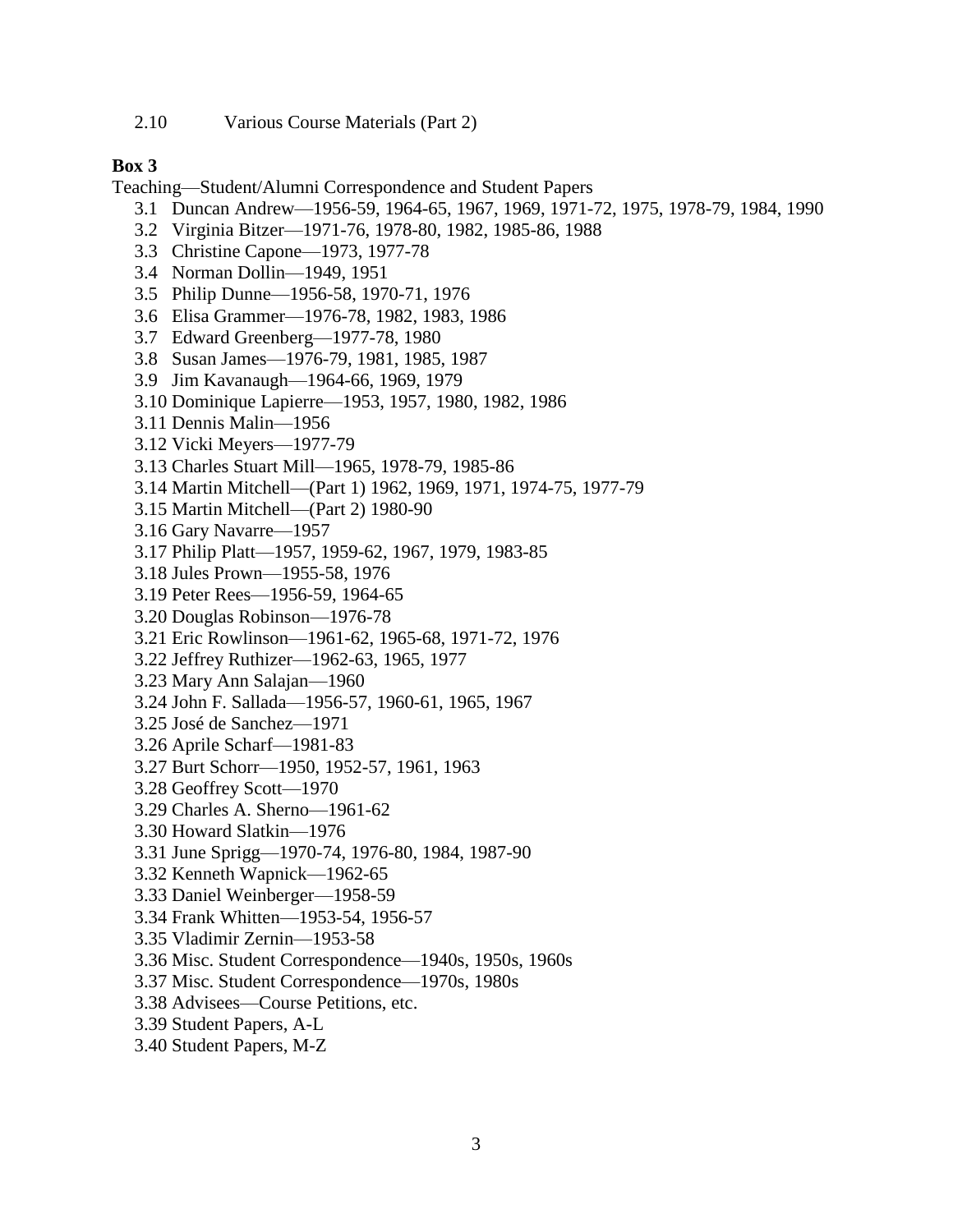2.10 Various Course Materials (Part 2)

**Box 3**

Teaching—Student/Alumni Correspondence and Student Papers

3.1 Duncan Andrew—1956-59, 1964-65, 1967, 1969, 1971-72, 1975, 1978-79, 1984, 1990
3.2 Virginia Bitzer—1971-76, 1978-80, 1982, 1985-86, 1988
3.3 Christine Capone—1973, 1977-78
3.4 Norman Dollin—1949, 1951
3.5 Philip Dunne—1956-58, 1970-71, 1976
3.6 Elisa Grammer—1976-78, 1982, 1983, 1986
3.7 Edward Greenberg—1977-78, 1980
3.8 Susan James—1976-79, 1981, 1985, 1987
3.9 Jim Kavanaugh—1964-66, 1969, 1979
3.10 Dominique Lapierre—1953, 1957, 1980, 1982, 1986
3.11 Dennis Malin—1956
3.12 Vicki Meyers—1977-79
3.13 Charles Stuart Mill—1965, 1978-79, 1985-86
3.14 Martin Mitchell—(Part 1) 1962, 1969, 1971, 1974-75, 1977-79
3.15 Martin Mitchell—(Part 2) 1980-90
3.16 Gary Navarre—1957
3.17 Philip Platt—1957, 1959-62, 1967, 1979, 1983-85
3.18 Jules Prown—1955-58, 1976
3.19 Peter Rees—1956-59, 1964-65
3.20 Douglas Robinson—1976-78
3.21 Eric Rowlinson—1961-62, 1965-68, 1971-72, 1976
3.22 Jeffrey Ruthizer—1962-63, 1965, 1977
3.23 Mary Ann Salajan—1960
3.24 John F. Sallada—1956-57, 1960-61, 1965, 1967
3.25 José de Sanchez—1971
3.26 Aprile Scharf—1981-83
3.27 Burt Schorr—1950, 1952-57, 1961, 1963
3.28 Geoffrey Scott—1970
3.29 Charles A. Sherno—1961-62
3.30 Howard Slatkin—1976
3.31 June Sprigg—1970-74, 1976-80, 1984, 1987-90
3.32 Kenneth Wapnick—1962-65
3.33 Daniel Weinberger—1958-59
3.34 Frank Whitten—1953-54, 1956-57
3.35 Vladimir Zernin—1953-58
3.36 Misc. Student Correspondence—1940s, 1950s, 1960s
3.37 Misc. Student Correspondence—1970s, 1980s
3.38 Advisees—Course Petitions, etc.
3.39 Student Papers, A-L
3.40 Student Papers, M-Z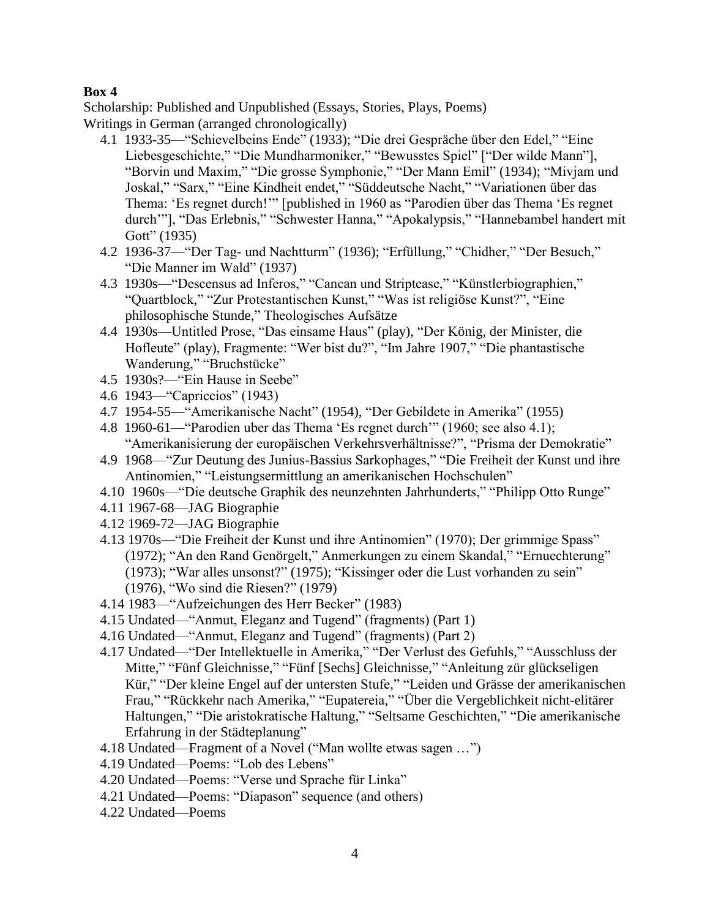**Box 4**

Scholarship: Published and Unpublished (Essays, Stories, Plays, Poems)
Writings in German (arranged chronologically)

- 4.1 1933-35—"Schievelbeins Ende" (1933); "Die drei Gespräche über den Edel," "Eine Liebesgeschichte," "Die Mundharmoniker," "Bewusstes Spiel" ["Der wilde Mann"], "Borvin und Maxim," "Die grosse Symphonie," "Der Mann Emil" (1934); "Mivjam und Joskal," "Sarx," "Eine Kindheit endet," "Süddeutsche Nacht," "Variationen über das Thema: 'Es regnet durch!'" [published in 1960 as "Parodien über das Thema 'Es regnet durch'"], "Das Erlebnis," "Schwester Hanna," "Apokalypsis," "Hannebambel handert mit Gott" (1935)
- 4.2 1936-37—"Der Tag- und Nachtturm" (1936); "Erfüllung," "Chidher," "Der Besuch," "Die Manner im Wald" (1937)
- 4.3 1930s—"Descensus ad Inferos," "Cancan und Striptease," "Künstlerbiographien," "Quartblock," "Zur Protestantischen Kunst," "Was ist religiöse Kunst?", "Eine philosophische Stunde," Theologisches Aufsätze
- 4.4 1930s—Untitled Prose, "Das einsame Haus" (play), "Der König, der Minister, die Hofleute" (play), Fragmente: "Wer bist du?", "Im Jahre 1907," "Die phantastische Wanderung," "Bruchstücke"
- 4.5 1930s?—"Ein Hause in Seebe"
- 4.6 1943—"Capriccios" (1943)
- 4.7 1954-55—"Amerikanische Nacht" (1954), "Der Gebildete in Amerika" (1955)
- 4.8 1960-61—"Parodien uber das Thema 'Es regnet durch'" (1960; see also 4.1); "Amerikanisierung der europäischen Verkehrsverhältnisse?", "Prisma der Demokratie"
- 4.9 1968—"Zur Deutung des Junius-Bassius Sarkophages," "Die Freiheit der Kunst und ihre Antinomien," "Leistungsermittlung an amerikanischen Hochschulen"
- 4.10 1960s—"Die deutsche Graphik des neunzehnten Jahrhunderts," "Philipp Otto Runge"
- 4.11 1967-68—JAG Biographie
- 4.12 1969-72—JAG Biographie
- 4.13 1970s—"Die Freiheit der Kunst und ihre Antinomien" (1970); Der grimmige Spass" (1972); "An den Rand Genörgelt," Anmerkungen zu einem Skandal," "Ernuechterung" (1973); "War alles unsonst?" (1975); "Kissinger oder die Lust vorhanden zu sein" (1976), "Wo sind die Riesen?" (1979)
- 4.14 1983—"Aufzeichungen des Herr Becker" (1983)
- 4.15 Undated—"Anmut, Eleganz and Tugend" (fragments) (Part 1)
- 4.16 Undated—"Anmut, Eleganz and Tugend" (fragments) (Part 2)
- 4.17 Undated—"Der Intellektuelle in Amerika," "Der Verlust des Gefuhls," "Ausschluss der Mitte," "Fünf Gleichnisse," "Fünf [Sechs] Gleichnisse," "Anleitung zür glückseligen Kür," "Der kleine Engel auf der untersten Stufe," "Leiden und Grässe der amerikanischen Frau," "Rückkehr nach Amerika," "Eupatereia," "Über die Vergeblichkeit nicht-elitärer Haltungen," "Die aristokratische Haltung," "Seltsame Geschichten," "Die amerikanische Erfahrung in der Städteplanung"
- 4.18 Undated—Fragment of a Novel ("Man wollte etwas sagen …")
- 4.19 Undated—Poems: "Lob des Lebens"
- 4.20 Undated—Poems: "Verse und Sprache für Linka"
- 4.21 Undated—Poems: "Diapason" sequence (and others)
- 4.22 Undated—Poems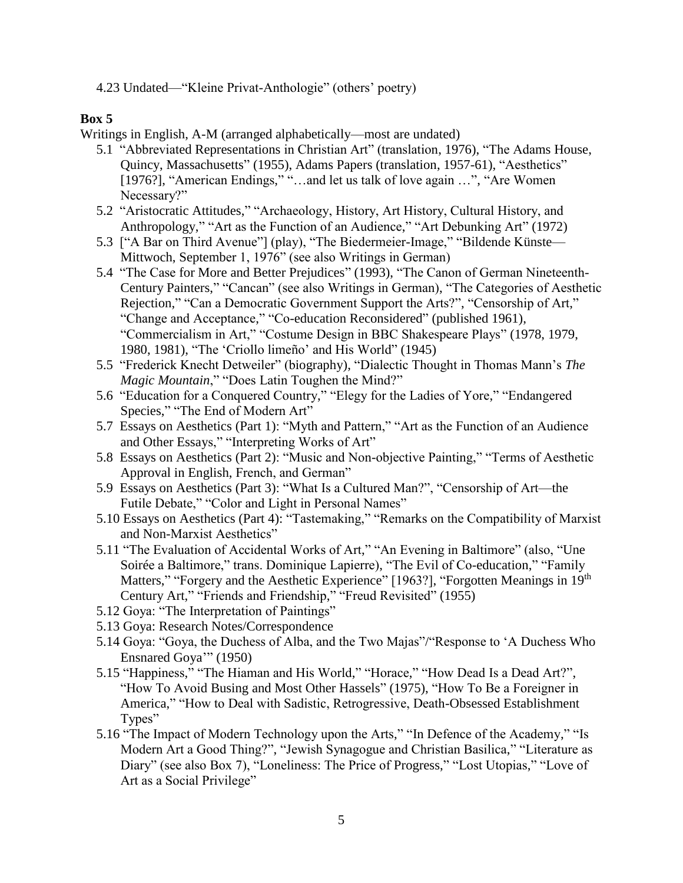4.23 Undated—“Kleine Privat-Anthologie” (others’ poetry)

**Box 5**

Writings in English, A-M (arranged alphabetically—most are undated)

- 5.1 “Abbreviated Representations in Christian Art” (translation, 1976), “The Adams House, Quincy, Massachusetts” (1955), Adams Papers (translation, 1957-61), “Aesthetics” [1976?], “American Endings,” “…and let us talk of love again …”, “Are Women Necessary?”
- 5.2 “Aristocratic Attitudes,” “Archaeology, History, Art History, Cultural History, and Anthropology,” “Art as the Function of an Audience,” “Art Debunking Art” (1972)
- 5.3 [“A Bar on Third Avenue”] (play), “The Biedermeier-Image,” “Bildende Künste—Mittwoch, September 1, 1976” (see also Writings in German)
- 5.4 “The Case for More and Better Prejudices” (1993), “The Canon of German Nineteenth-Century Painters,” “Cancan” (see also Writings in German), “The Categories of Aesthetic Rejection,” “Can a Democratic Government Support the Arts?”, “Censorship of Art,” “Change and Acceptance,” “Co-education Reconsidered” (published 1961), “Commercialism in Art,” “Costume Design in BBC Shakespeare Plays” (1978, 1979, 1980, 1981), “The ‘Criollo limeño’ and His World” (1945)
- 5.5 “Frederick Knecht Detweiler” (biography), “Dialectic Thought in Thomas Mann’s *The Magic Mountain*,” “Does Latin Toughen the Mind?”
- 5.6 “Education for a Conquered Country,” “Elegy for the Ladies of Yore,” “Endangered Species,” “The End of Modern Art”
- 5.7 Essays on Aesthetics (Part 1): “Myth and Pattern,” “Art as the Function of an Audience and Other Essays,” “Interpreting Works of Art”
- 5.8 Essays on Aesthetics (Part 2): “Music and Non-objective Painting,” “Terms of Aesthetic Approval in English, French, and German”
- 5.9 Essays on Aesthetics (Part 3): “What Is a Cultured Man?”, “Censorship of Art—the Futile Debate,” “Color and Light in Personal Names”
- 5.10 Essays on Aesthetics (Part 4): “Tastemaking,” “Remarks on the Compatibility of Marxist and Non-Marxist Aesthetics”
- 5.11 “The Evaluation of Accidental Works of Art,” “An Evening in Baltimore” (also, “Une Soirée a Baltimore,” trans. Dominique Lapierre), “The Evil of Co-education,” “Family Matters,” “Forgery and the Aesthetic Experience” [1963?], “Forgotten Meanings in 19th Century Art,” “Friends and Friendship,” “Freud Revisited” (1955)
- 5.12 Goya: “The Interpretation of Paintings”
- 5.13 Goya: Research Notes/Correspondence
- 5.14 Goya: “Goya, the Duchess of Alba, and the Two Majas”/“Response to ‘A Duchess Who Ensnared Goya’” (1950)
- 5.15 “Happiness,” “The Hiaman and His World,” “Horace,” “How Dead Is a Dead Art?”, “How To Avoid Busing and Most Other Hassels” (1975), “How To Be a Foreigner in America,” “How to Deal with Sadistic, Retrogressive, Death-Obsessed Establishment Types”
- 5.16 “The Impact of Modern Technology upon the Arts,” “In Defence of the Academy,” “Is Modern Art a Good Thing?”, “Jewish Synagogue and Christian Basilica,” “Literature as Diary” (see also Box 7), “Loneliness: The Price of Progress,” “Lost Utopias,” “Love of Art as a Social Privilege”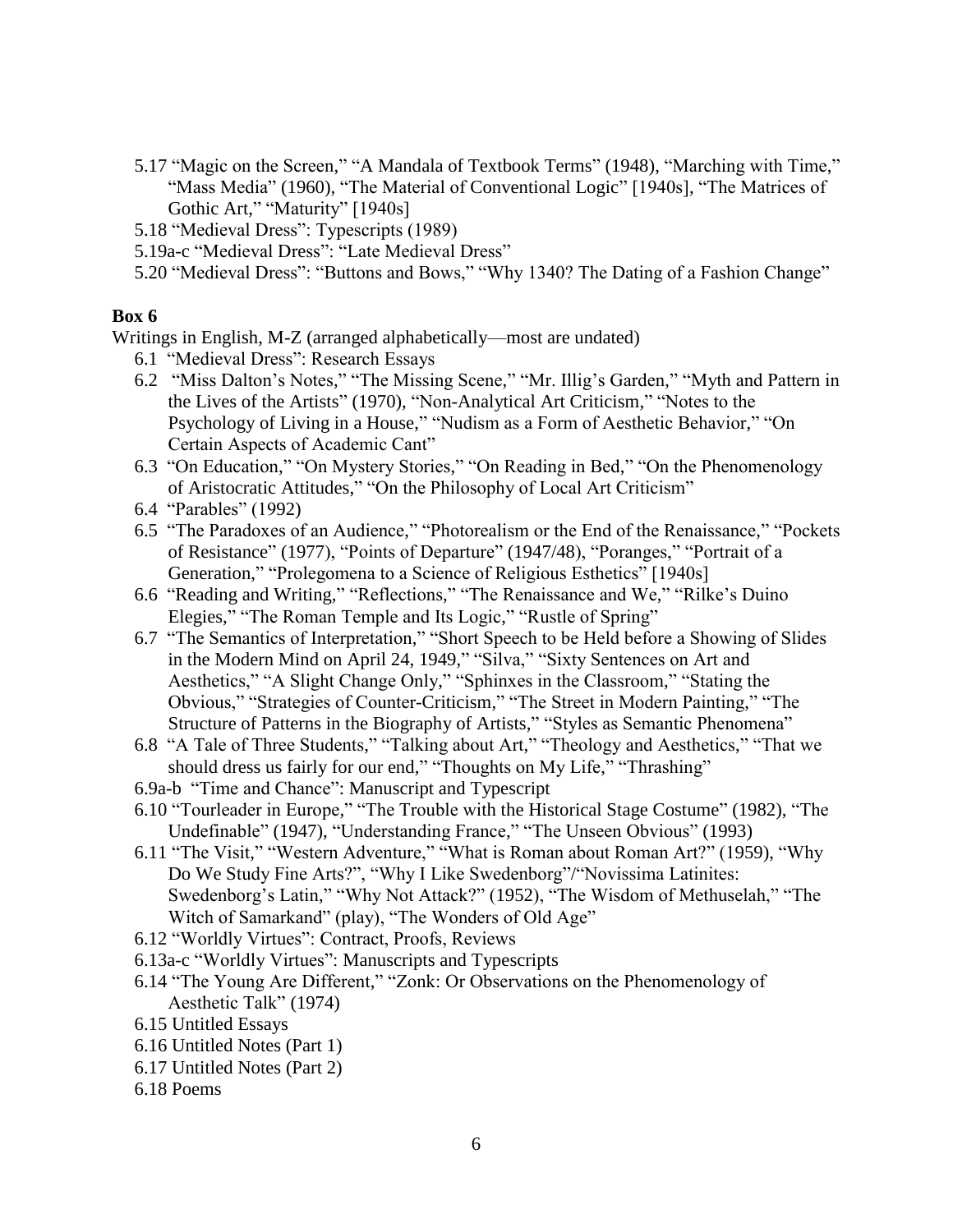- 5.17 "Magic on the Screen," "A Mandala of Textbook Terms" (1948), "Marching with Time," "Mass Media" (1960), "The Material of Conventional Logic" [1940s], "The Matrices of Gothic Art," "Maturity" [1940s]
- 5.18 "Medieval Dress": Typescripts (1989)
- 5.19a-c "Medieval Dress": "Late Medieval Dress"
- 5.20 "Medieval Dress": "Buttons and Bows," "Why 1340? The Dating of a Fashion Change"

**Box 6**

Writings in English, M-Z (arranged alphabetically—most are undated)

- 6.1 "Medieval Dress": Research Essays
- 6.2 "Miss Dalton's Notes," "The Missing Scene," "Mr. Illig's Garden," "Myth and Pattern in the Lives of the Artists" (1970), "Non-Analytical Art Criticism," "Notes to the Psychology of Living in a House," "Nudism as a Form of Aesthetic Behavior," "On Certain Aspects of Academic Cant"
- 6.3 "On Education," "On Mystery Stories," "On Reading in Bed," "On the Phenomenology of Aristocratic Attitudes," "On the Philosophy of Local Art Criticism"
- 6.4 "Parables" (1992)
- 6.5 "The Paradoxes of an Audience," "Photorealism or the End of the Renaissance," "Pockets of Resistance" (1977), "Points of Departure" (1947/48), "Poranges," "Portrait of a Generation," "Prolegomena to a Science of Religious Esthetics" [1940s]
- 6.6 "Reading and Writing," "Reflections," "The Renaissance and We," "Rilke's Duino Elegies," "The Roman Temple and Its Logic," "Rustle of Spring"
- 6.7 "The Semantics of Interpretation," "Short Speech to be Held before a Showing of Slides in the Modern Mind on April 24, 1949," "Silva," "Sixty Sentences on Art and Aesthetics," "A Slight Change Only," "Sphinxes in the Classroom," "Stating the Obvious," "Strategies of Counter-Criticism," "The Street in Modern Painting," "The Structure of Patterns in the Biography of Artists," "Styles as Semantic Phenomena"
- 6.8 "A Tale of Three Students," "Talking about Art," "Theology and Aesthetics," "That we should dress us fairly for our end," "Thoughts on My Life," "Thrashing"
- 6.9a-b "Time and Chance": Manuscript and Typescript
- 6.10 "Tourleader in Europe," "The Trouble with the Historical Stage Costume" (1982), "The Undefinable" (1947), "Understanding France," "The Unseen Obvious" (1993)
- 6.11 "The Visit," "Western Adventure," "What is Roman about Roman Art?" (1959), "Why Do We Study Fine Arts?", "Why I Like Swedenborg"/"Novissima Latinites: Swedenborg's Latin," "Why Not Attack?" (1952), "The Wisdom of Methuselah," "The Witch of Samarkand" (play), "The Wonders of Old Age"
- 6.12 "Worldly Virtues": Contract, Proofs, Reviews
- 6.13a-c "Worldly Virtues": Manuscripts and Typescripts
- 6.14 "The Young Are Different," "Zonk: Or Observations on the Phenomenology of Aesthetic Talk" (1974)
- 6.15 Untitled Essays
- 6.16 Untitled Notes (Part 1)
- 6.17 Untitled Notes (Part 2)
- 6.18 Poems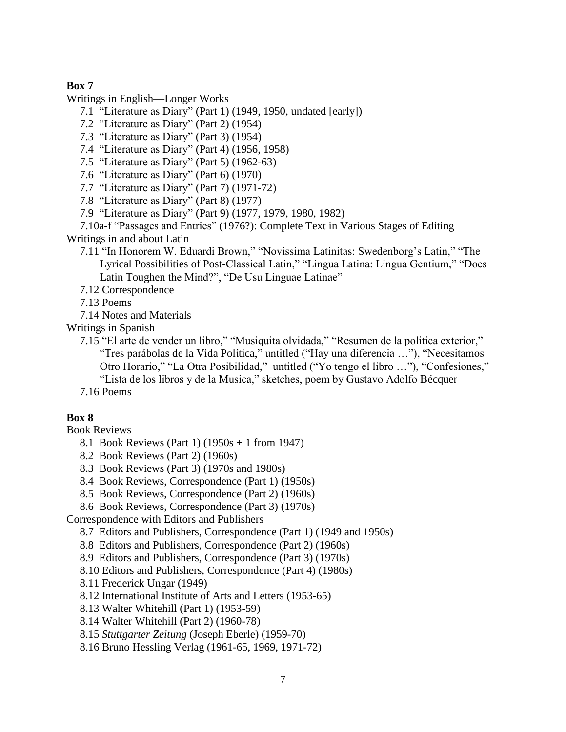**Box 7**

Writings in English—Longer Works

- 7.1 "Literature as Diary" (Part 1) (1949, 1950, undated [early])
- 7.2 "Literature as Diary" (Part 2) (1954)
- 7.3 "Literature as Diary" (Part 3) (1954)
- 7.4 "Literature as Diary" (Part 4) (1956, 1958)
- 7.5 "Literature as Diary" (Part 5) (1962-63)
- 7.6 "Literature as Diary" (Part 6) (1970)
- 7.7 "Literature as Diary" (Part 7) (1971-72)
- 7.8 "Literature as Diary" (Part 8) (1977)
- 7.9 "Literature as Diary" (Part 9) (1977, 1979, 1980, 1982)
- 7.10a-f "Passages and Entries" (1976?): Complete Text in Various Stages of Editing

Writings in and about Latin

- 7.11 "In Honorem W. Eduardi Brown," "Novissima Latinitas: Swedenborg's Latin," "The Lyrical Possibilities of Post-Classical Latin," "Lingua Latina: Lingua Gentium," "Does Latin Toughen the Mind?", "De Usu Linguae Latinae"
- 7.12 Correspondence
- 7.13 Poems
- 7.14 Notes and Materials

Writings in Spanish

- 7.15 "El arte de vender un libro," "Musiquita olvidada," "Resumen de la politica exterior," "Tres parábolas de la Vida Política," untitled ("Hay una diferencia …"), "Necesitamos Otro Horario," "La Otra Posibilidad," untitled ("Yo tengo el libro …"), "Confesiones," "Lista de los libros y de la Musica," sketches, poem by Gustavo Adolfo Bécquer
- 7.16 Poems

**Box 8**

Book Reviews

- 8.1 Book Reviews (Part 1) (1950s + 1 from 1947)
- 8.2 Book Reviews (Part 2) (1960s)
- 8.3 Book Reviews (Part 3) (1970s and 1980s)
- 8.4 Book Reviews, Correspondence (Part 1) (1950s)
- 8.5 Book Reviews, Correspondence (Part 2) (1960s)
- 8.6 Book Reviews, Correspondence (Part 3) (1970s)

Correspondence with Editors and Publishers

- 8.7 Editors and Publishers, Correspondence (Part 1) (1949 and 1950s)
- 8.8 Editors and Publishers, Correspondence (Part 2) (1960s)
- 8.9 Editors and Publishers, Correspondence (Part 3) (1970s)
- 8.10 Editors and Publishers, Correspondence (Part 4) (1980s)
- 8.11 Frederick Ungar (1949)
- 8.12 International Institute of Arts and Letters (1953-65)
- 8.13 Walter Whitehill (Part 1) (1953-59)
- 8.14 Walter Whitehill (Part 2) (1960-78)
- 8.15 *Stuttgarter Zeitung* (Joseph Eberle) (1959-70)
- 8.16 Bruno Hessling Verlag (1961-65, 1969, 1971-72)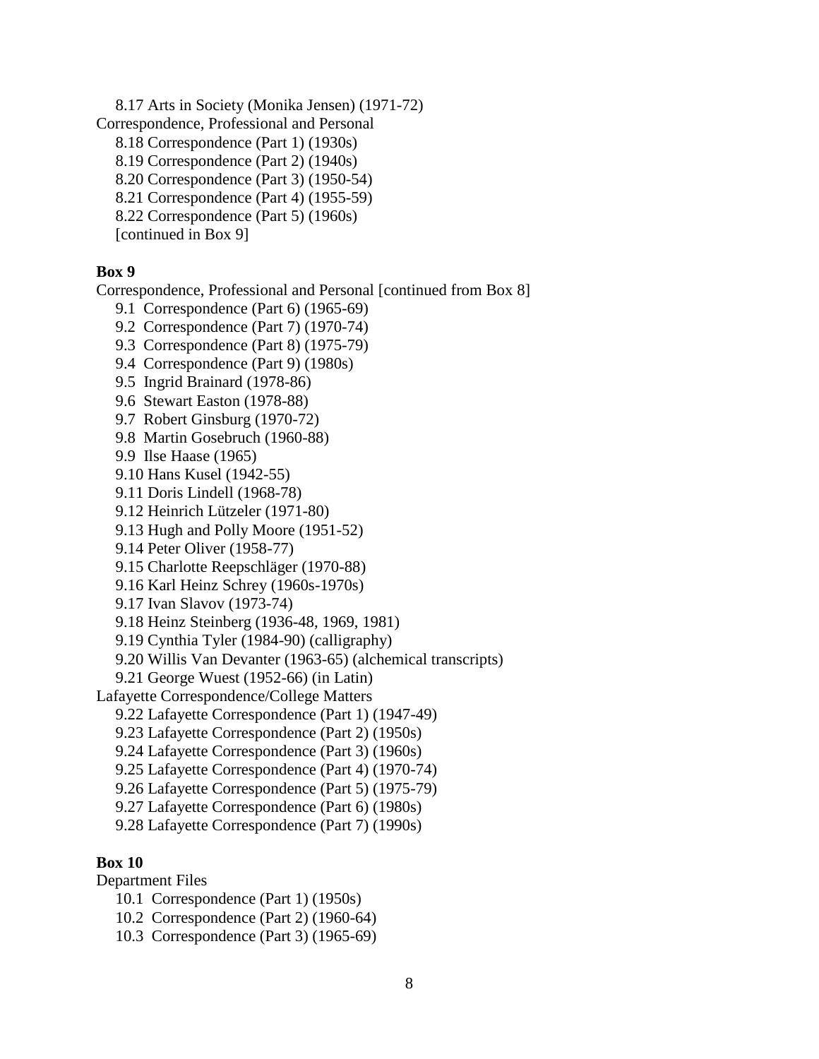8.17 Arts in Society (Monika Jensen) (1971-72)

Correspondence, Professional and Personal

- 8.18 Correspondence (Part 1) (1930s)
- 8.19 Correspondence (Part 2) (1940s)
- 8.20 Correspondence (Part 3) (1950-54)
- 8.21 Correspondence (Part 4) (1955-59)
- 8.22 Correspondence (Part 5) (1960s)
- [continued in Box 9]

**Box 9**

Correspondence, Professional and Personal [continued from Box 8]

- 9.1 Correspondence (Part 6) (1965-69)
- 9.2 Correspondence (Part 7) (1970-74)
- 9.3 Correspondence (Part 8) (1975-79)
- 9.4 Correspondence (Part 9) (1980s)
- 9.5 Ingrid Brainard (1978-86)
- 9.6 Stewart Easton (1978-88)
- 9.7 Robert Ginsburg (1970-72)
- 9.8 Martin Gosebruch (1960-88)
- 9.9 Ilse Haase (1965)
- 9.10 Hans Kusel (1942-55)
- 9.11 Doris Lindell (1968-78)
- 9.12 Heinrich Lützeler (1971-80)
- 9.13 Hugh and Polly Moore (1951-52)
- 9.14 Peter Oliver (1958-77)
- 9.15 Charlotte Reepschläger (1970-88)
- 9.16 Karl Heinz Schrey (1960s-1970s)
- 9.17 Ivan Slavov (1973-74)
- 9.18 Heinz Steinberg (1936-48, 1969, 1981)
- 9.19 Cynthia Tyler (1984-90) (calligraphy)
- 9.20 Willis Van Devanter (1963-65) (alchemical transcripts)
- 9.21 George Wuest (1952-66) (in Latin)

Lafayette Correspondence/College Matters

- 9.22 Lafayette Correspondence (Part 1) (1947-49)
- 9.23 Lafayette Correspondence (Part 2) (1950s)
- 9.24 Lafayette Correspondence (Part 3) (1960s)
- 9.25 Lafayette Correspondence (Part 4) (1970-74)
- 9.26 Lafayette Correspondence (Part 5) (1975-79)
- 9.27 Lafayette Correspondence (Part 6) (1980s)
- 9.28 Lafayette Correspondence (Part 7) (1990s)

**Box 10**

Department Files

- 10.1 Correspondence (Part 1) (1950s)
- 10.2 Correspondence (Part 2) (1960-64)
- 10.3 Correspondence (Part 3) (1965-69)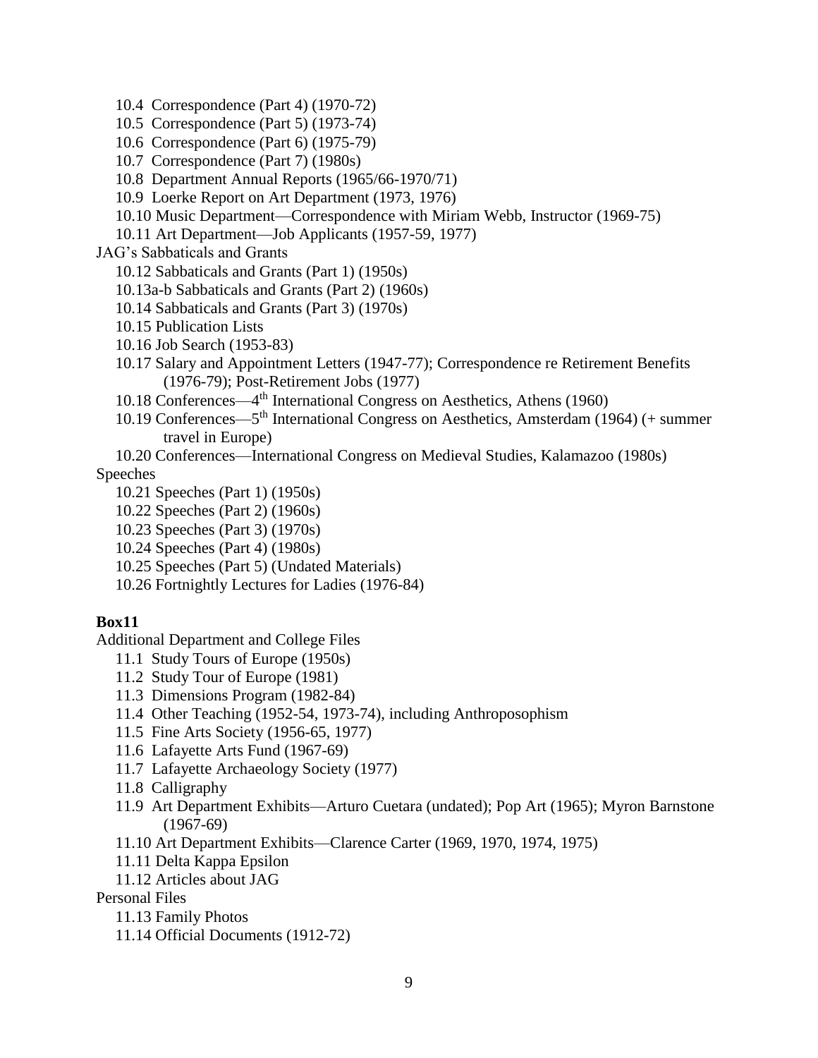- 10.4 Correspondence (Part 4) (1970-72)
- 10.5 Correspondence (Part 5) (1973-74)
- 10.6 Correspondence (Part 6) (1975-79)
- 10.7 Correspondence (Part 7) (1980s)
- 10.8 Department Annual Reports (1965/66-1970/71)
- 10.9 Loerke Report on Art Department (1973, 1976)
- 10.10 Music Department—Correspondence with Miriam Webb, Instructor (1969-75)
- 10.11 Art Department—Job Applicants (1957-59, 1977)

JAG's Sabbaticals and Grants

- 10.12 Sabbaticals and Grants (Part 1) (1950s)
- 10.13a-b Sabbaticals and Grants (Part 2) (1960s)
- 10.14 Sabbaticals and Grants (Part 3) (1970s)
- 10.15 Publication Lists
- 10.16 Job Search (1953-83)
- 10.17 Salary and Appointment Letters (1947-77); Correspondence re Retirement Benefits (1976-79); Post-Retirement Jobs (1977)
- 10.18 Conferences—4th International Congress on Aesthetics, Athens (1960)
- 10.19 Conferences—5th International Congress on Aesthetics, Amsterdam (1964) (+ summer travel in Europe)
- 10.20 Conferences—International Congress on Medieval Studies, Kalamazoo (1980s)

Speeches

- 10.21 Speeches (Part 1) (1950s)
- 10.22 Speeches (Part 2) (1960s)
- 10.23 Speeches (Part 3) (1970s)
- 10.24 Speeches (Part 4) (1980s)
- 10.25 Speeches (Part 5) (Undated Materials)
- 10.26 Fortnightly Lectures for Ladies (1976-84)

**Box11**

Additional Department and College Files

- 11.1 Study Tours of Europe (1950s)
- 11.2 Study Tour of Europe (1981)
- 11.3 Dimensions Program (1982-84)
- 11.4 Other Teaching (1952-54, 1973-74), including Anthroposophism
- 11.5 Fine Arts Society (1956-65, 1977)
- 11.6 Lafayette Arts Fund (1967-69)
- 11.7 Lafayette Archaeology Society (1977)
- 11.8 Calligraphy
- 11.9 Art Department Exhibits—Arturo Cuetara (undated); Pop Art (1965); Myron Barnstone (1967-69)
- 11.10 Art Department Exhibits—Clarence Carter (1969, 1970, 1974, 1975)
- 11.11 Delta Kappa Epsilon
- 11.12 Articles about JAG

Personal Files

- 11.13 Family Photos
- 11.14 Official Documents (1912-72)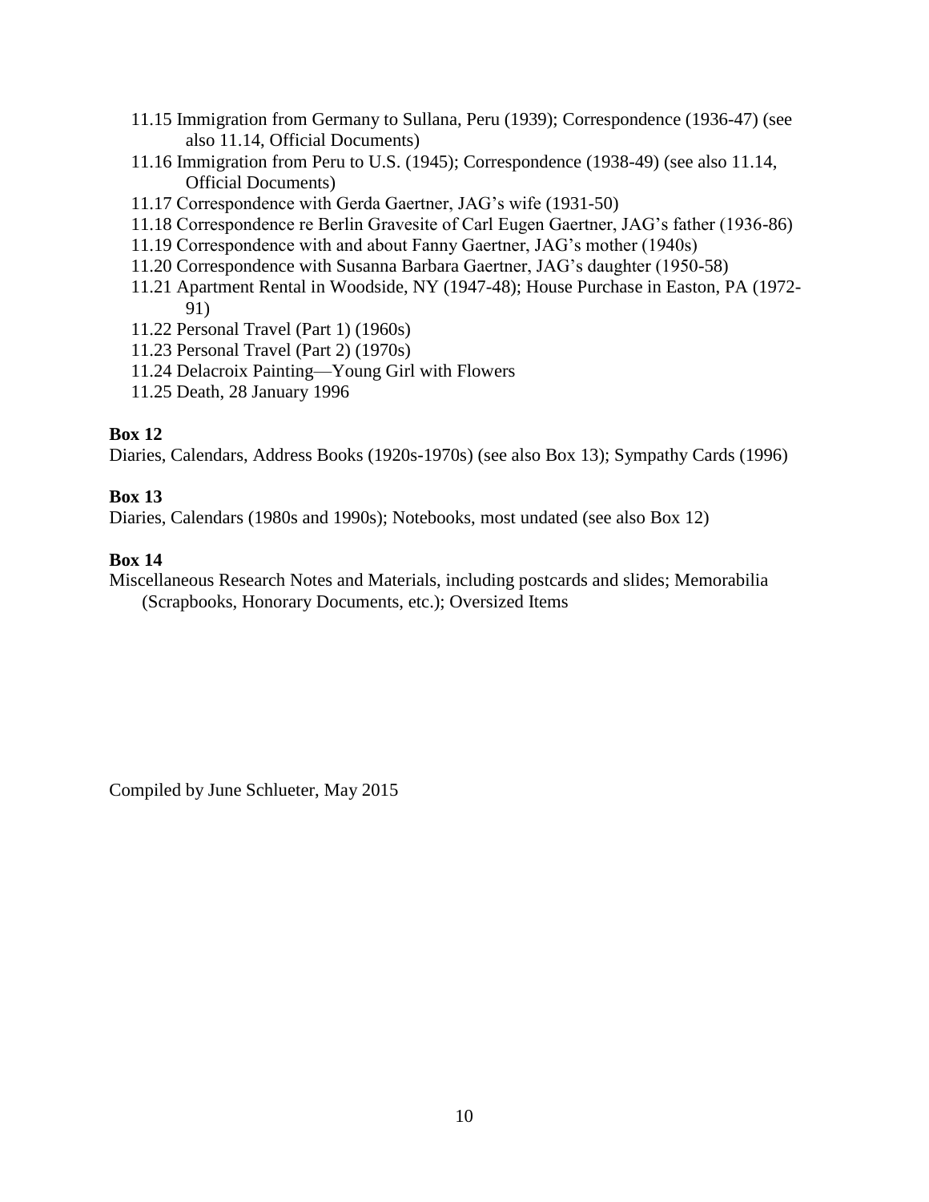11.15 Immigration from Germany to Sullana, Peru (1939); Correspondence (1936-47) (see also 11.14, Official Documents)

11.16 Immigration from Peru to U.S. (1945); Correspondence (1938-49) (see also 11.14, Official Documents)

11.17 Correspondence with Gerda Gaertner, JAG's wife (1931-50)

11.18 Correspondence re Berlin Gravesite of Carl Eugen Gaertner, JAG's father (1936-86)

11.19 Correspondence with and about Fanny Gaertner, JAG's mother (1940s)

11.20 Correspondence with Susanna Barbara Gaertner, JAG's daughter (1950-58)

11.21 Apartment Rental in Woodside, NY (1947-48); House Purchase in Easton, PA (1972-91)

11.22 Personal Travel (Part 1) (1960s)

11.23 Personal Travel (Part 2) (1970s)

11.24 Delacroix Painting—Young Girl with Flowers

11.25 Death, 28 January 1996

**Box 12**

Diaries, Calendars, Address Books (1920s-1970s) (see also Box 13); Sympathy Cards (1996)

**Box 13**

Diaries, Calendars (1980s and 1990s); Notebooks, most undated (see also Box 12)

**Box 14**

Miscellaneous Research Notes and Materials, including postcards and slides; Memorabilia (Scrapbooks, Honorary Documents, etc.); Oversized Items

Compiled by June Schlueter, May 2015